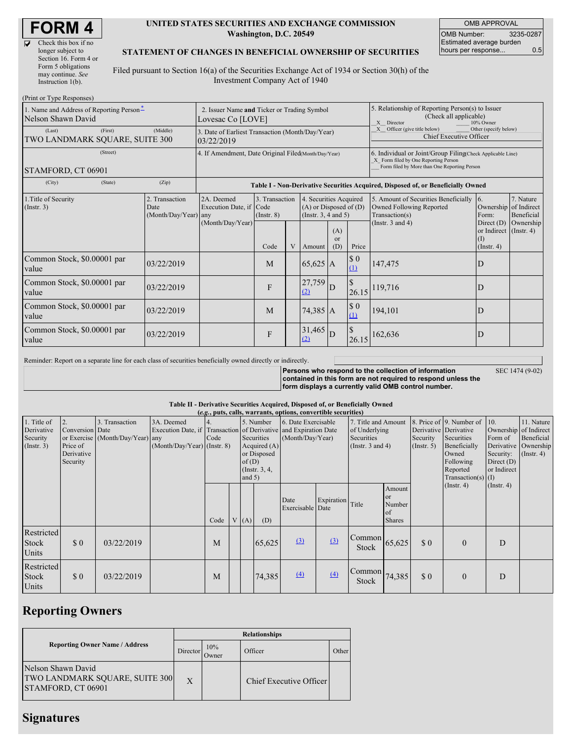# FORM 4

☑ Check this box if no longer subject to Section 16. Form 4 or Form 5 obligations may continue. *See* Instruction 1(b).

**UNITED STATES SECURITIES AND EXCHANGE COMMISSION**
**Washington, D.C. 20549**

**STATEMENT OF CHANGES IN BENEFICIAL OWNERSHIP OF SECURITIES**

Filed pursuant to Section 16(a) of the Securities Exchange Act of 1934 or Section 30(h) of the Investment Company Act of 1940

| OMB APPROVAL | |
|---|---|
| OMB Number: | 3235-0287 |
| Estimated average burden hours per response... | 0.5 |

(Print or Type Responses)

| 1. Name and Address of Reporting Person* | 2. Issuer Name and Ticker or Trading Symbol | 5. Relationship of Reporting Person(s) to Issuer (Check all applicable) |
|---|---|---|
| Nelson Shawn David | Lovesac Co [LOVE] | X Director; 10% Owner; X Officer (give title below); Other (specify below) |
| (Last) (First) (Middle) TWO LANDMARK SQUARE, SUITE 300 | 3. Date of Earliest Transaction (Month/Day/Year) 03/22/2019 | Chief Executive Officer |
| (Street) STAMFORD, CT 06901 | 4. If Amendment, Date Original Filed (Month/Day/Year) | 6. Individual or Joint/Group Filing (Check Applicable Line) X Form filed by One Reporting Person; Form filed by More than One Reporting Person |
| (City) (State) (Zip) | | |

**Table I - Non-Derivative Securities Acquired, Disposed of, or Beneficially Owned**

| 1.Title of Security (Instr. 3) | 2. Transaction Date (Month/Day/Year) | 2A. Deemed Execution Date, if any (Month/Day/Year) | 3. Transaction Code (Instr. 8) | | 4. Securities Acquired (A) or Disposed of (D) (Instr. 3, 4 and 5) | | | 5. Amount of Securities Beneficially Owned Following Reported Transaction(s) (Instr. 3 and 4) | 6. Ownership Form: Direct (D) or Indirect (I) (Instr. 4) | 7. Nature of Indirect Beneficial Ownership (Instr. 4) |
|---|---|---|---|---|---|---|---|---|---|---|
| | | | Code | V | Amount | (A) or (D) | Price | | | |
| Common Stock, $0.00001 par value | 03/22/2019 | | M | | 65,625 | A | $ 0 (1) | 147,475 | D | |
| Common Stock, $0.00001 par value | 03/22/2019 | | F | | 27,759 (2) | D | $ 26.15 | 119,716 | D | |
| Common Stock, $0.00001 par value | 03/22/2019 | | M | | 74,385 | A | $ 0 (1) | 194,101 | D | |
| Common Stock, $0.00001 par value | 03/22/2019 | | F | | 31,465 (2) | D | $ 26.15 | 162,636 | D | |

Reminder: Report on a separate line for each class of securities beneficially owned directly or indirectly.

**Persons who respond to the collection of information contained in this form are not required to respond unless the form displays a currently valid OMB control number.** SEC 1474 (9-02)

**Table II - Derivative Securities Acquired, Disposed of, or Beneficially Owned**
***(e.g., puts, calls, warrants, options, convertible securities)***

| 1. Title of Derivative Security (Instr. 3) | 2. Conversion or Exercise Price of Derivative Security | 3. Transaction Date (Month/Day/Year) | 3A. Deemed Execution Date, if any (Month/Day/Year) | 4. Transaction Code (Instr. 8) | | 5. Number of Derivative Securities Acquired (A) or Disposed of (D) (Instr. 3, 4, and 5) | | 6. Date Exercisable and Expiration Date (Month/Day/Year) | | 7. Title and Amount of Underlying Securities (Instr. 3 and 4) | | 8. Price of Derivative Security (Instr. 5) | 9. Number of Derivative Securities Beneficially Owned Following Reported Transaction(s) (Instr. 4) | 10. Ownership Form of Derivative Security: Direct (D) or Indirect (I) (Instr. 4) | 11. Nature of Indirect Beneficial Ownership (Instr. 4) |
|---|---|---|---|---|---|---|---|---|---|---|---|---|---|---|---|
| | | | | Code | V | (A) | (D) | Date Exercisable | Expiration Date | Title | Amount or Number of Shares | | | | |
| Restricted Stock Units | $ 0 | 03/22/2019 | | M | | | 65,625 | (3) | (3) | Common Stock | 65,625 | $ 0 | 0 | D | |
| Restricted Stock Units | $ 0 | 03/22/2019 | | M | | | 74,385 | (4) | (4) | Common Stock | 74,385 | $ 0 | 0 | D | |

## Reporting Owners

| Reporting Owner Name / Address | Relationships | | | |
|---|---|---|---|---|
| | Director | 10% Owner | Officer | Other |
| Nelson Shawn David<br>TWO LANDMARK SQUARE, SUITE 300<br>STAMFORD, CT 06901 | X | | Chief Executive Officer | |

## Signatures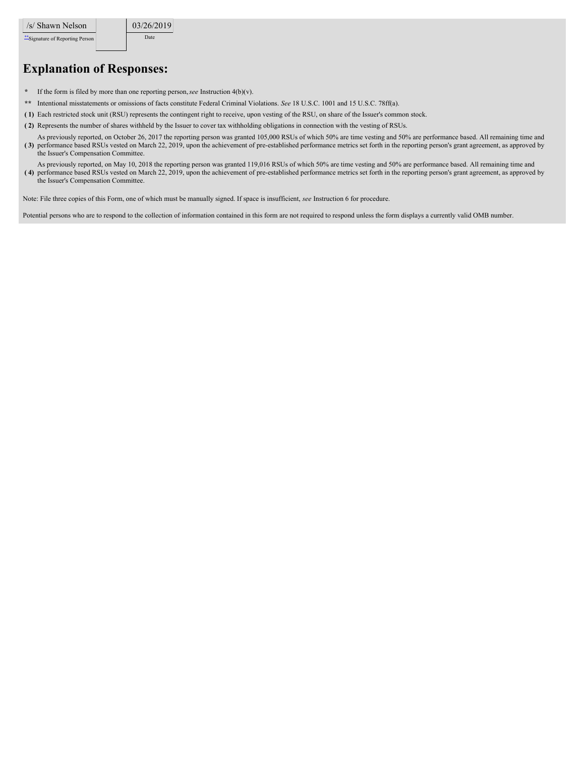| /s/ Shawn Nelson | | 03/26/2019 |
| --- | --- | --- |
| **Signature of Reporting Person | | Date |

# Explanation of Responses:

- \* If the form is filed by more than one reporting person, *see* Instruction 4(b)(v).
- \*\* Intentional misstatements or omissions of facts constitute Federal Criminal Violations. *See* 18 U.S.C. 1001 and 15 U.S.C. 78ff(a).
- ( 1) Each restricted stock unit (RSU) represents the contingent right to receive, upon vesting of the RSU, on share of the Issuer's common stock.
- ( 2) Represents the number of shares withheld by the Issuer to cover tax withholding obligations in connection with the vesting of RSUs.
- ( 3) As previously reported, on October 26, 2017 the reporting person was granted 105,000 RSUs of which 50% are time vesting and 50% are performance based. All remaining time and performance based RSUs vested on March 22, 2019, upon the achievement of pre-established performance metrics set forth in the reporting person's grant agreement, as approved by the Issuer's Compensation Committee.
- ( 4) As previously reported, on May 10, 2018 the reporting person was granted 119,016 RSUs of which 50% are time vesting and 50% are performance based. All remaining time and performance based RSUs vested on March 22, 2019, upon the achievement of pre-established performance metrics set forth in the reporting person's grant agreement, as approved by the Issuer's Compensation Committee.

Note: File three copies of this Form, one of which must be manually signed. If space is insufficient, *see* Instruction 6 for procedure.

Potential persons who are to respond to the collection of information contained in this form are not required to respond unless the form displays a currently valid OMB number.